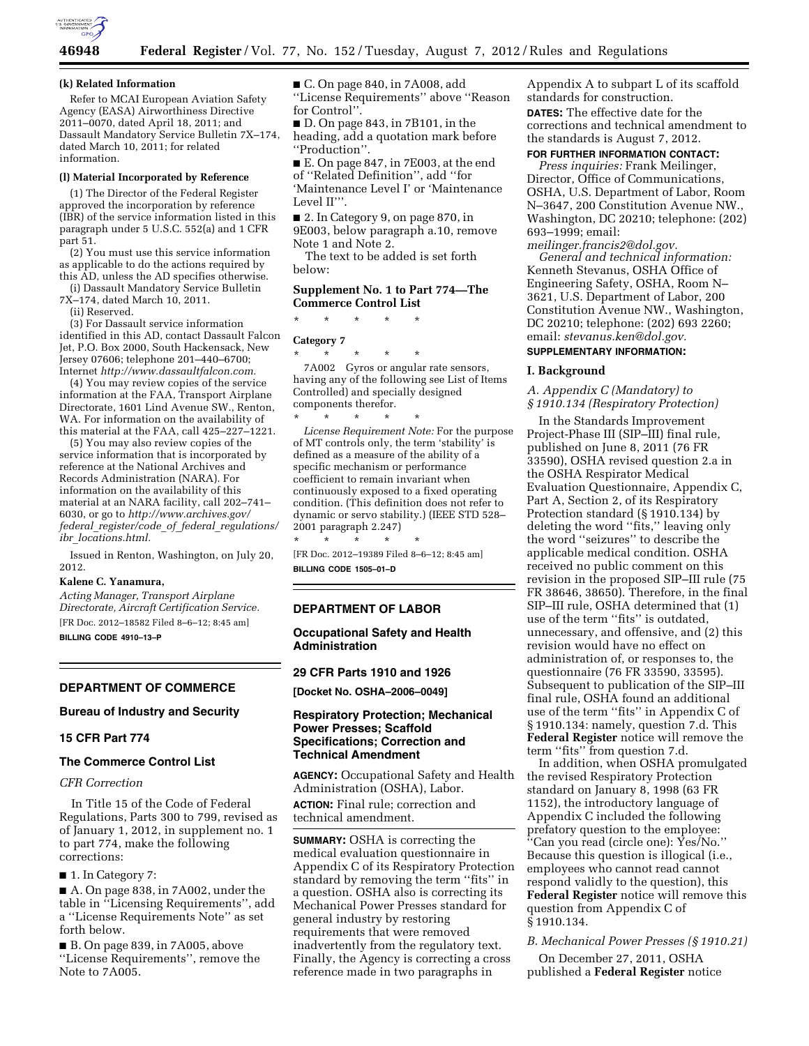**(k) Related Information**

Refer to MCAI European Aviation Safety Agency (EASA) Airworthiness Directive 2011–0070, dated April 18, 2011; and Dassault Mandatory Service Bulletin 7X–174, dated March 10, 2011; for related information.

**(l) Material Incorporated by Reference**

(1) The Director of the Federal Register approved the incorporation by reference (IBR) of the service information listed in this paragraph under 5 U.S.C. 552(a) and 1 CFR part 51.

(2) You must use this service information as applicable to do the actions required by this AD, unless the AD specifies otherwise.

(i) Dassault Mandatory Service Bulletin 7X–174, dated March 10, 2011.

(ii) Reserved.

(3) For Dassault service information identified in this AD, contact Dassault Falcon Jet, P.O. Box 2000, South Hackensack, New Jersey 07606; telephone 201–440–6700; Internet *http://www.dassaultfalcon.com.*

(4) You may review copies of the service information at the FAA, Transport Airplane Directorate, 1601 Lind Avenue SW., Renton, WA. For information on the availability of this material at the FAA, call 425–227–1221.

(5) You may also review copies of the service information that is incorporated by reference at the National Archives and Records Administration (NARA). For information on the availability of this material at an NARA facility, call 202–741–6030, or go to *http://www.archives.gov/federal_register/code_of_federal_regulations/ibr_locations.html.*

Issued in Renton, Washington, on July 20, 2012.

**Kalene C. Yanamura,**

*Acting Manager, Transport Airplane Directorate, Aircraft Certification Service.*

[FR Doc. 2012–18582 Filed 8–6–12; 8:45 am]

**BILLING CODE 4910–13–P**

---

## DEPARTMENT OF COMMERCE

### Bureau of Industry and Security

### 15 CFR Part 774

### The Commerce Control List

*CFR Correction*

In Title 15 of the Code of Federal Regulations, Parts 300 to 799, revised as of January 1, 2012, in supplement no. 1 to part 774, make the following corrections:

■ 1. In Category 7:

■ A. On page 838, in 7A002, under the table in "Licensing Requirements", add a "License Requirements Note" as set forth below.

■ B. On page 839, in 7A005, above "License Requirements", remove the Note to 7A005.

■ C. On page 840, in 7A008, add "License Requirements" above "Reason for Control".

■ D. On page 843, in 7B101, in the heading, add a quotation mark before "Production".

■ E. On page 847, in 7E003, at the end of "Related Definition", add "for 'Maintenance Level I' or 'Maintenance Level II'".

■ 2. In Category 9, on page 870, in 9E003, below paragraph a.10, remove Note 1 and Note 2.

The text to be added is set forth below:

**Supplement No. 1 to Part 774—The Commerce Control List**

\* \* \* \* \*

**Category 7**

\* \* \* \* \*

7A002 Gyros or angular rate sensors, having any of the following see List of Items Controlled) and specially designed components therefor.

\* \* \* \* \*

*License Requirement Note:* For the purpose of MT controls only, the term 'stability' is defined as a measure of the ability of a specific mechanism or performance coefficient to remain invariant when continuously exposed to a fixed operating condition. (This definition does not refer to dynamic or servo stability.) (IEEE STD 528–2001 paragraph 2.247)

\* \* \* \* \*

[FR Doc. 2012–19389 Filed 8–6–12; 8:45 am]

**BILLING CODE 1505–01–D**

---

## DEPARTMENT OF LABOR

### Occupational Safety and Health Administration

### 29 CFR Parts 1910 and 1926

**[Docket No. OSHA–2006–0049]**

### Respiratory Protection; Mechanical Power Presses; Scaffold Specifications; Correction and Technical Amendment

**AGENCY:** Occupational Safety and Health Administration (OSHA), Labor.

**ACTION:** Final rule; correction and technical amendment.

**SUMMARY:** OSHA is correcting the medical evaluation questionnaire in Appendix C of its Respiratory Protection standard by removing the term "fits" in a question. OSHA also is correcting its Mechanical Power Presses standard for general industry by restoring requirements that were removed inadvertently from the regulatory text. Finally, the Agency is correcting a cross reference made in two paragraphs in Appendix A to subpart L of its scaffold standards for construction.

**DATES:** The effective date for the corrections and technical amendment to the standards is August 7, 2012.

**FOR FURTHER INFORMATION CONTACT:**

*Press inquiries:* Frank Meilinger, Director, Office of Communications, OSHA, U.S. Department of Labor, Room N–3647, 200 Constitution Avenue NW., Washington, DC 20210; telephone: (202) 693–1999; email: *meilinger.francis2@dol.gov.*

*General and technical information:* Kenneth Stevanus, OSHA Office of Engineering Safety, OSHA, Room N–3621, U.S. Department of Labor, 200 Constitution Avenue NW., Washington, DC 20210; telephone: (202) 693 2260; email: *stevanus.ken@dol.gov.*

**SUPPLEMENTARY INFORMATION:**

#### I. Background

*A. Appendix C (Mandatory) to § 1910.134 (Respiratory Protection)*

In the Standards Improvement Project-Phase III (SIP–III) final rule, published on June 8, 2011 (76 FR 33590), OSHA revised question 2.a in the OSHA Respirator Medical Evaluation Questionnaire, Appendix C, Part A, Section 2, of its Respiratory Protection standard (§ 1910.134) by deleting the word "fits," leaving only the word "seizures" to describe the applicable medical condition. OSHA received no public comment on this revision in the proposed SIP–III rule (75 FR 38646, 38650). Therefore, in the final SIP–III rule, OSHA determined that (1) use of the term "fits" is outdated, unnecessary, and offensive, and (2) this revision would have no effect on administration of, or responses to, the questionnaire (76 FR 33590, 33595). Subsequent to publication of the SIP–III final rule, OSHA found an additional use of the term "fits" in Appendix C of § 1910.134: namely, question 7.d. This **Federal Register** notice will remove the term "fits" from question 7.d.

In addition, when OSHA promulgated the revised Respiratory Protection standard on January 8, 1998 (63 FR 1152), the introductory language of Appendix C included the following prefatory question to the employee: "Can you read (circle one): Yes/No." Because this question is illogical (i.e., employees who cannot read cannot respond validly to the question), this **Federal Register** notice will remove this question from Appendix C of § 1910.134.

*B. Mechanical Power Presses (§ 1910.21)*

On December 27, 2011, OSHA published a **Federal Register** notice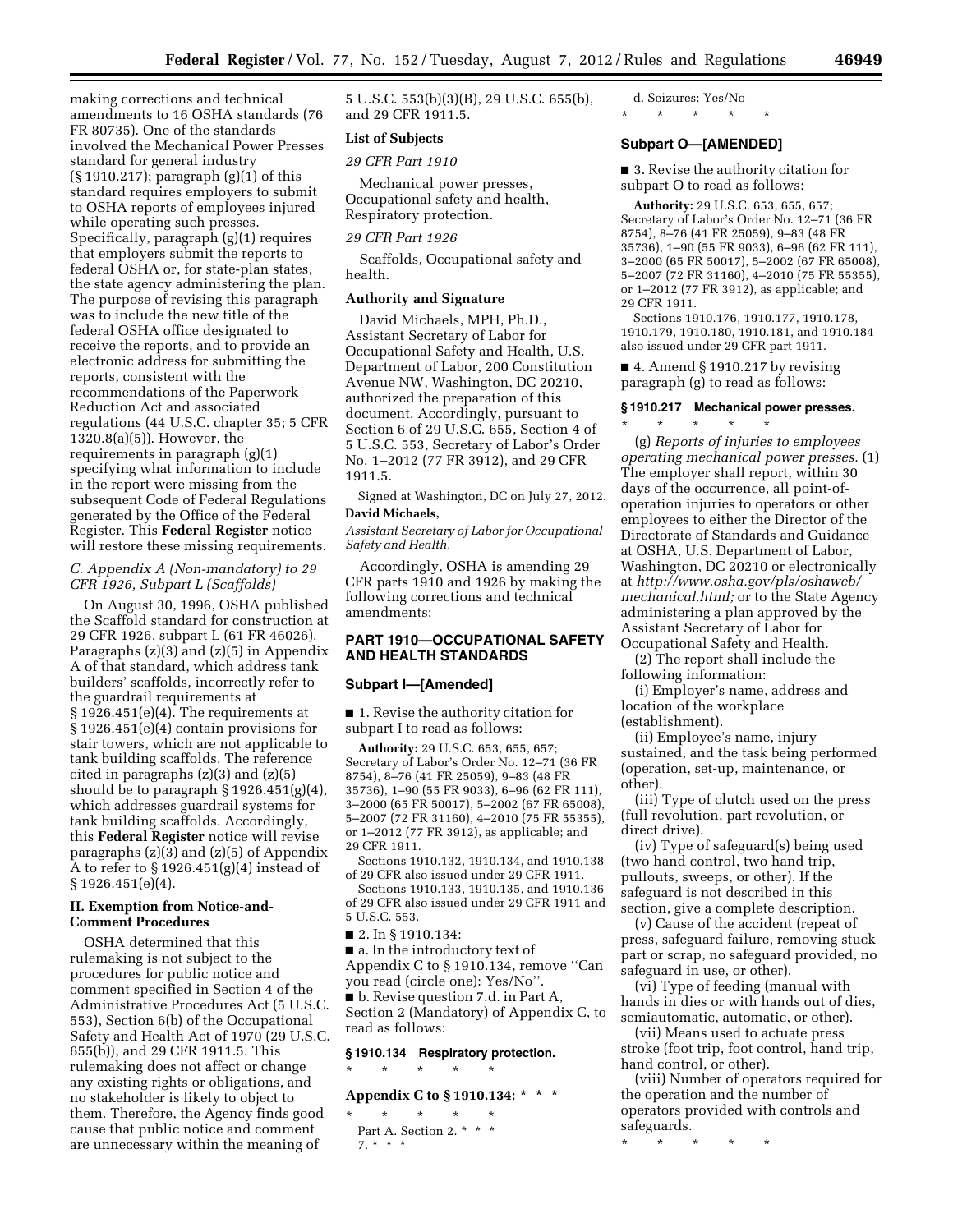making corrections and technical amendments to 16 OSHA standards (76 FR 80735). One of the standards involved the Mechanical Power Presses standard for general industry (§ 1910.217); paragraph (g)(1) of this standard requires employers to submit to OSHA reports of employees injured while operating such presses. Specifically, paragraph (g)(1) requires that employers submit the reports to federal OSHA or, for state-plan states, the state agency administering the plan. The purpose of revising this paragraph was to include the new title of the federal OSHA office designated to receive the reports, and to provide an electronic address for submitting the reports, consistent with the recommendations of the Paperwork Reduction Act and associated regulations (44 U.S.C. chapter 35; 5 CFR 1320.8(a)(5)). However, the requirements in paragraph (g)(1) specifying what information to include in the report were missing from the subsequent Code of Federal Regulations generated by the Office of the Federal Register. This **Federal Register** notice will restore these missing requirements.

### *C. Appendix A (Non-mandatory) to 29 CFR 1926, Subpart L (Scaffolds)*

On August 30, 1996, OSHA published the Scaffold standard for construction at 29 CFR 1926, subpart L (61 FR 46026). Paragraphs (z)(3) and (z)(5) in Appendix A of that standard, which address tank builders' scaffolds, incorrectly refer to the guardrail requirements at § 1926.451(e)(4). The requirements at § 1926.451(e)(4) contain provisions for stair towers, which are not applicable to tank building scaffolds. The reference cited in paragraphs (z)(3) and (z)(5) should be to paragraph § 1926.451(g)(4), which addresses guardrail systems for tank building scaffolds. Accordingly, this **Federal Register** notice will revise paragraphs (z)(3) and (z)(5) of Appendix A to refer to § 1926.451(g)(4) instead of § 1926.451(e)(4).

## II. Exemption from Notice-and-Comment Procedures

OSHA determined that this rulemaking is not subject to the procedures for public notice and comment specified in Section 4 of the Administrative Procedures Act (5 U.S.C. 553), Section 6(b) of the Occupational Safety and Health Act of 1970 (29 U.S.C. 655(b)), and 29 CFR 1911.5. This rulemaking does not affect or change any existing rights or obligations, and no stakeholder is likely to object to them. Therefore, the Agency finds good cause that public notice and comment are unnecessary within the meaning of 5 U.S.C. 553(b)(3)(B), 29 U.S.C. 655(b), and 29 CFR 1911.5.

## List of Subjects

*29 CFR Part 1910*

Mechanical power presses, Occupational safety and health, Respiratory protection.

*29 CFR Part 1926*

Scaffolds, Occupational safety and health.

## Authority and Signature

David Michaels, MPH, Ph.D., Assistant Secretary of Labor for Occupational Safety and Health, U.S. Department of Labor, 200 Constitution Avenue NW, Washington, DC 20210, authorized the preparation of this document. Accordingly, pursuant to Section 6 of 29 U.S.C. 655, Section 4 of 5 U.S.C. 553, Secretary of Labor's Order No. 1–2012 (77 FR 3912), and 29 CFR 1911.5.

Signed at Washington, DC on July 27, 2012.

**David Michaels,**

*Assistant Secretary of Labor for Occupational Safety and Health.*

Accordingly, OSHA is amending 29 CFR parts 1910 and 1926 by making the following corrections and technical amendments:

## PART 1910—OCCUPATIONAL SAFETY AND HEALTH STANDARDS

### Subpart I—[Amended]

■ 1. Revise the authority citation for subpart I to read as follows:

**Authority:** 29 U.S.C. 653, 655, 657; Secretary of Labor's Order No. 12–71 (36 FR 8754), 8–76 (41 FR 25059), 9–83 (48 FR 35736), 1–90 (55 FR 9033), 6–96 (62 FR 111), 3–2000 (65 FR 50017), 5–2002 (67 FR 65008), 5–2007 (72 FR 31160), 4–2010 (75 FR 55355), or 1–2012 (77 FR 3912), as applicable; and 29 CFR 1911.

Sections 1910.132, 1910.134, and 1910.138 of 29 CFR also issued under 29 CFR 1911.

Sections 1910.133, 1910.135, and 1910.136 of 29 CFR also issued under 29 CFR 1911 and 5 U.S.C. 553.

■ 2. In § 1910.134:

■ a. In the introductory text of Appendix C to § 1910.134, remove ''Can you read (circle one): Yes/No''.

■ b. Revise question 7.d. in Part A, Section 2 (Mandatory) of Appendix C, to read as follows:

**§ 1910.134 Respiratory protection.**

\* \* \* \* \*

**Appendix C to § 1910.134: \* \* \***

\* \* \* \* \*

Part A. Section 2. \* \* \*

7. \* \* \*

d. Seizures: Yes/No

\* \* \* \* \*

### Subpart O—[AMENDED]

■ 3. Revise the authority citation for subpart O to read as follows:

**Authority:** 29 U.S.C. 653, 655, 657; Secretary of Labor's Order No. 12–71 (36 FR 8754), 8–76 (41 FR 25059), 9–83 (48 FR 35736), 1–90 (55 FR 9033), 6–96 (62 FR 111), 3–2000 (65 FR 50017), 5–2002 (67 FR 65008), 5–2007 (72 FR 31160), 4–2010 (75 FR 55355), or 1–2012 (77 FR 3912), as applicable; and 29 CFR 1911.

Sections 1910.176, 1910.177, 1910.178, 1910.179, 1910.180, 1910.181, and 1910.184 also issued under 29 CFR part 1911.

■ 4. Amend § 1910.217 by revising paragraph (g) to read as follows:

**§ 1910.217 Mechanical power presses.**

\* \* \* \* \*

(g) *Reports of injuries to employees operating mechanical power presses.* (1) The employer shall report, within 30 days of the occurrence, all point-of-operation injuries to operators or other employees to either the Director of the Directorate of Standards and Guidance at OSHA, U.S. Department of Labor, Washington, DC 20210 or electronically at *http://www.osha.gov/pls/oshaweb/mechanical.html;* or to the State Agency administering a plan approved by the Assistant Secretary of Labor for Occupational Safety and Health.

(2) The report shall include the following information:

(i) Employer's name, address and location of the workplace (establishment).

(ii) Employee's name, injury sustained, and the task being performed (operation, set-up, maintenance, or other).

(iii) Type of clutch used on the press (full revolution, part revolution, or direct drive).

(iv) Type of safeguard(s) being used (two hand control, two hand trip, pullouts, sweeps, or other). If the safeguard is not described in this section, give a complete description.

(v) Cause of the accident (repeat of press, safeguard failure, removing stuck part or scrap, no safeguard provided, no safeguard in use, or other).

(vi) Type of feeding (manual with hands in dies or with hands out of dies, semiautomatic, automatic, or other).

(vii) Means used to actuate press stroke (foot trip, foot control, hand trip, hand control, or other).

(viii) Number of operators required for the operation and the number of operators provided with controls and safeguards.

\* \* \* \* \*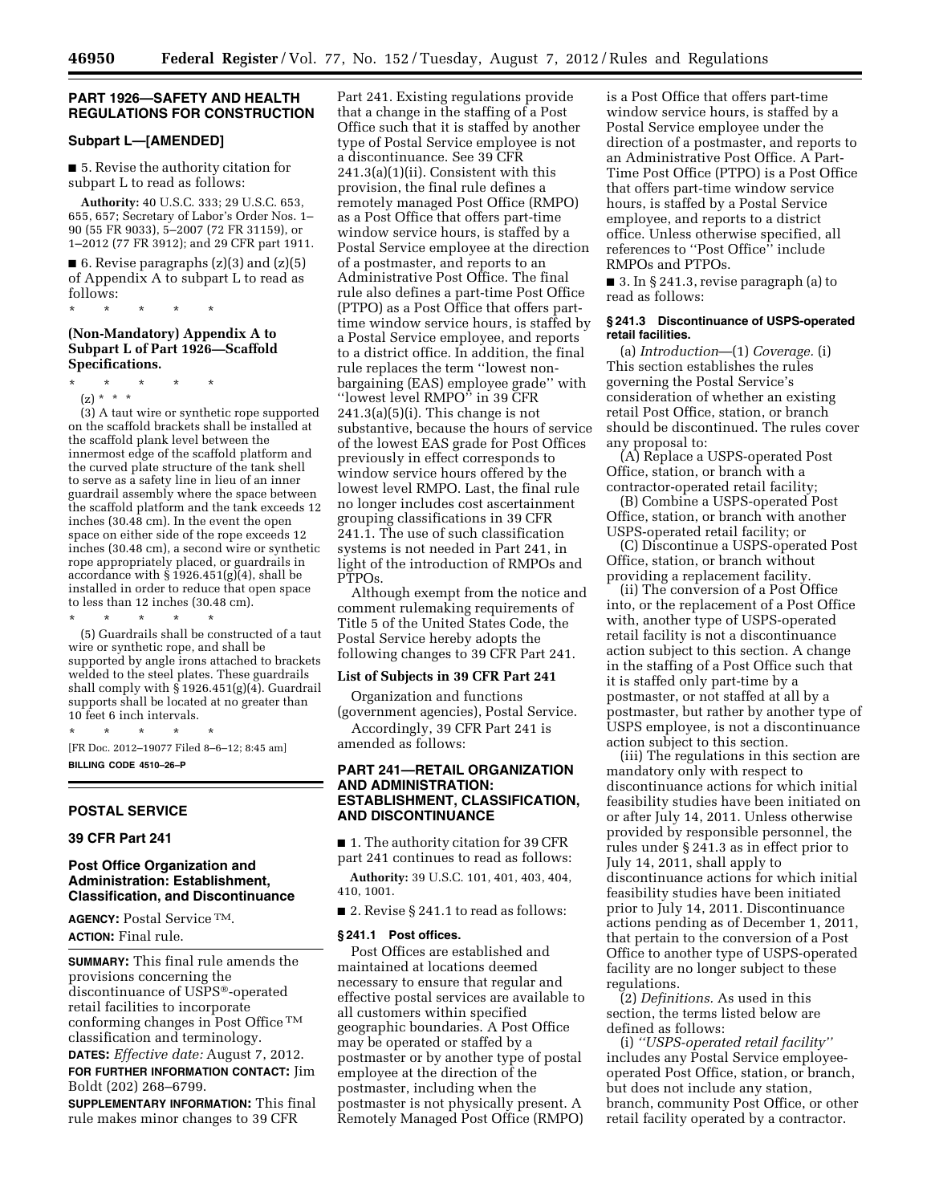## PART 1926—SAFETY AND HEALTH REGULATIONS FOR CONSTRUCTION

### Subpart L—[AMENDED]

■ 5. Revise the authority citation for subpart L to read as follows:

**Authority:** 40 U.S.C. 333; 29 U.S.C. 653, 655, 657; Secretary of Labor's Order Nos. 1–90 (55 FR 9033), 5–2007 (72 FR 31159), or 1–2012 (77 FR 3912); and 29 CFR part 1911.

■ 6. Revise paragraphs (z)(3) and (z)(5) of Appendix A to subpart L to read as follows:

\* \* \* \* \*

### (Non-Mandatory) Appendix A to Subpart L of Part 1926—Scaffold Specifications.

\* \* \* \* \*

(z) \* \* \*

(3) A taut wire or synthetic rope supported on the scaffold brackets shall be installed at the scaffold plank level between the innermost edge of the scaffold platform and the curved plate structure of the tank shell to serve as a safety line in lieu of an inner guardrail assembly where the space between the scaffold platform and the tank exceeds 12 inches (30.48 cm). In the event the open space on either side of the rope exceeds 12 inches (30.48 cm), a second wire or synthetic rope appropriately placed, or guardrails in accordance with § 1926.451(g)(4), shall be installed in order to reduce that open space to less than 12 inches (30.48 cm).

\* \* \* \* \*

(5) Guardrails shall be constructed of a taut wire or synthetic rope, and shall be supported by angle irons attached to brackets welded to the steel plates. These guardrails shall comply with § 1926.451(g)(4). Guardrail supports shall be located at no greater than 10 feet 6 inch intervals.

\* \* \* \* \*

[FR Doc. 2012–19077 Filed 8–6–12; 8:45 am]

**BILLING CODE 4510–26–P**

---

## POSTAL SERVICE

### 39 CFR Part 241

### Post Office Organization and Administration: Establishment, Classification, and Discontinuance

**AGENCY:** Postal Service™.

**ACTION:** Final rule.

**SUMMARY:** This final rule amends the provisions concerning the discontinuance of USPS®-operated retail facilities to incorporate conforming changes in Post Office™ classification and terminology.

**DATES:** *Effective date:* August 7, 2012.

**FOR FURTHER INFORMATION CONTACT:** Jim Boldt (202) 268–6799.

**SUPPLEMENTARY INFORMATION:** This final rule makes minor changes to 39 CFR Part 241. Existing regulations provide that a change in the staffing of a Post Office such that it is staffed by another type of Postal Service employee is not a discontinuance. See 39 CFR 241.3(a)(1)(ii). Consistent with this provision, the final rule defines a remotely managed Post Office (RMPO) as a Post Office that offers part-time window service hours, is staffed by a Postal Service employee at the direction of a postmaster, and reports to an Administrative Post Office. The final rule also defines a part-time Post Office (PTPO) as a Post Office that offers part-time window service hours, is staffed by a Postal Service employee, and reports to a district office. In addition, the final rule replaces the term ''lowest non-bargaining (EAS) employee grade'' with ''lowest level RMPO'' in 39 CFR 241.3(a)(5)(i). This change is not substantive, because the hours of service of the lowest EAS grade for Post Offices previously in effect corresponds to window service hours offered by the lowest level RMPO. Last, the final rule no longer includes cost ascertainment grouping classifications in 39 CFR 241.1. The use of such classification systems is not needed in Part 241, in light of the introduction of RMPOs and PTPOs.

Although exempt from the notice and comment rulemaking requirements of Title 5 of the United States Code, the Postal Service hereby adopts the following changes to 39 CFR Part 241.

#### List of Subjects in 39 CFR Part 241

Organization and functions (government agencies), Postal Service.

Accordingly, 39 CFR Part 241 is amended as follows:

## PART 241—RETAIL ORGANIZATION AND ADMINISTRATION: ESTABLISHMENT, CLASSIFICATION, AND DISCONTINUANCE

■ 1. The authority citation for 39 CFR part 241 continues to read as follows:

**Authority:** 39 U.S.C. 101, 401, 403, 404, 410, 1001.

■ 2. Revise § 241.1 to read as follows:

#### § 241.1 Post offices.

Post Offices are established and maintained at locations deemed necessary to ensure that regular and effective postal services are available to all customers within specified geographic boundaries. A Post Office may be operated or staffed by a postmaster or by another type of postal employee at the direction of the postmaster, including when the postmaster is not physically present. A Remotely Managed Post Office (RMPO) is a Post Office that offers part-time window service hours, is staffed by a Postal Service employee under the direction of a postmaster, and reports to an Administrative Post Office. A Part-Time Post Office (PTPO) is a Post Office that offers part-time window service hours, is staffed by a Postal Service employee, and reports to a district office. Unless otherwise specified, all references to ''Post Office'' include RMPOs and PTPOs.

■ 3. In § 241.3, revise paragraph (a) to read as follows:

#### § 241.3 Discontinuance of USPS-operated retail facilities.

(a) *Introduction*—(1) *Coverage.* (i) This section establishes the rules governing the Postal Service's consideration of whether an existing retail Post Office, station, or branch should be discontinued. The rules cover any proposal to:

(A) Replace a USPS-operated Post Office, station, or branch with a contractor-operated retail facility;

(B) Combine a USPS-operated Post Office, station, or branch with another USPS-operated retail facility; or

(C) Discontinue a USPS-operated Post Office, station, or branch without providing a replacement facility.

(ii) The conversion of a Post Office into, or the replacement of a Post Office with, another type of USPS-operated retail facility is not a discontinuance action subject to this section. A change in the staffing of a Post Office such that it is staffed only part-time by a postmaster, or not staffed at all by a postmaster, but rather by another type of USPS employee, is not a discontinuance action subject to this section.

(iii) The regulations in this section are mandatory only with respect to discontinuance actions for which initial feasibility studies have been initiated on or after July 14, 2011. Unless otherwise provided by responsible personnel, the rules under § 241.3 as in effect prior to July 14, 2011, shall apply to discontinuance actions for which initial feasibility studies have been initiated prior to July 14, 2011. Discontinuance actions pending as of December 1, 2011, that pertain to the conversion of a Post Office to another type of USPS-operated facility are no longer subject to these regulations.

(2) *Definitions.* As used in this section, the terms listed below are defined as follows:

(i) *''USPS-operated retail facility''* includes any Postal Service employee-operated Post Office, station, or branch, but does not include any station, branch, community Post Office, or other retail facility operated by a contractor.